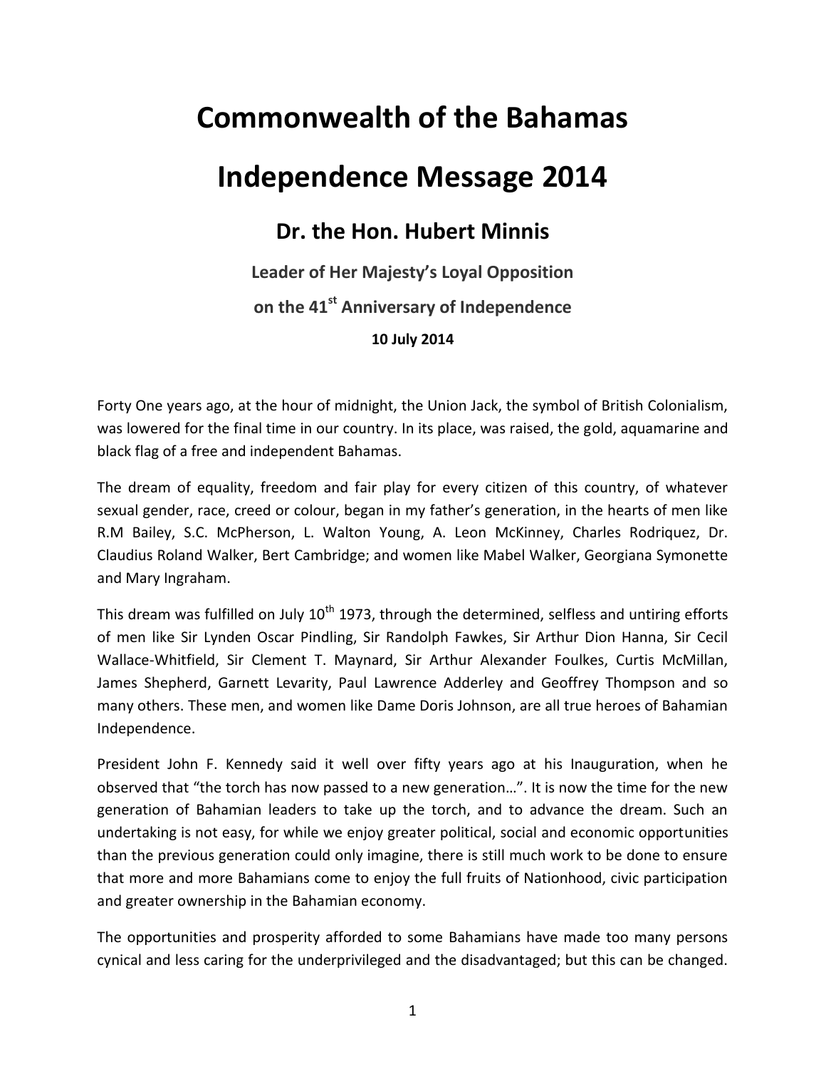# Commonwealth of the Bahamas

# Independence Message 2014

## Dr. the Hon. Hubert Minnis

**Leader of Her Majesty's Loyal Opposition**

**on the 41st Anniversary of Independence**

**10 July 2014**

Forty One years ago, at the hour of midnight, the Union Jack, the symbol of British Colonialism, was lowered for the final time in our country. In its place, was raised, the gold, aquamarine and black flag of a free and independent Bahamas.

The dream of equality, freedom and fair play for every citizen of this country, of whatever sexual gender, race, creed or colour, began in my father's generation, in the hearts of men like R.M Bailey, S.C. McPherson, L. Walton Young, A. Leon McKinney, Charles Rodriquez, Dr. Claudius Roland Walker, Bert Cambridge; and women like Mabel Walker, Georgiana Symonette and Mary Ingraham.

This dream was fulfilled on July 10th 1973, through the determined, selfless and untiring efforts of men like Sir Lynden Oscar Pindling, Sir Randolph Fawkes, Sir Arthur Dion Hanna, Sir Cecil Wallace-Whitfield, Sir Clement T. Maynard, Sir Arthur Alexander Foulkes, Curtis McMillan, James Shepherd, Garnett Levarity, Paul Lawrence Adderley and Geoffrey Thompson and so many others. These men, and women like Dame Doris Johnson, are all true heroes of Bahamian Independence.

President John F. Kennedy said it well over fifty years ago at his Inauguration, when he observed that "the torch has now passed to a new generation…". It is now the time for the new generation of Bahamian leaders to take up the torch, and to advance the dream. Such an undertaking is not easy, for while we enjoy greater political, social and economic opportunities than the previous generation could only imagine, there is still much work to be done to ensure that more and more Bahamians come to enjoy the full fruits of Nationhood, civic participation and greater ownership in the Bahamian economy.

The opportunities and prosperity afforded to some Bahamians have made too many persons cynical and less caring for the underprivileged and the disadvantaged; but this can be changed.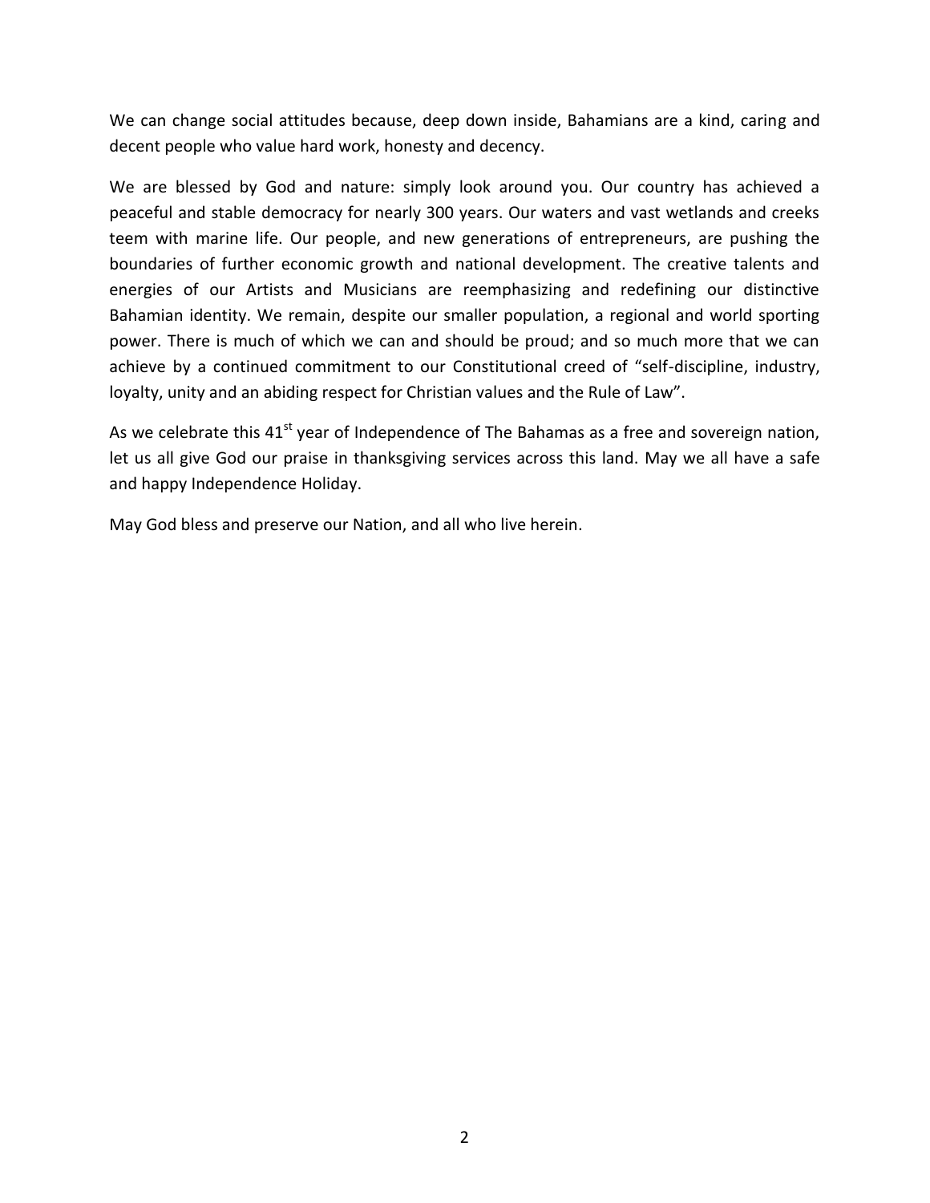We can change social attitudes because, deep down inside, Bahamians are a kind, caring and decent people who value hard work, honesty and decency.

We are blessed by God and nature: simply look around you. Our country has achieved a peaceful and stable democracy for nearly 300 years. Our waters and vast wetlands and creeks teem with marine life. Our people, and new generations of entrepreneurs, are pushing the boundaries of further economic growth and national development. The creative talents and energies of our Artists and Musicians are reemphasizing and redefining our distinctive Bahamian identity. We remain, despite our smaller population, a regional and world sporting power. There is much of which we can and should be proud; and so much more that we can achieve by a continued commitment to our Constitutional creed of "self-discipline, industry, loyalty, unity and an abiding respect for Christian values and the Rule of Law".

As we celebrate this 41st year of Independence of The Bahamas as a free and sovereign nation, let us all give God our praise in thanksgiving services across this land. May we all have a safe and happy Independence Holiday.

May God bless and preserve our Nation, and all who live herein.